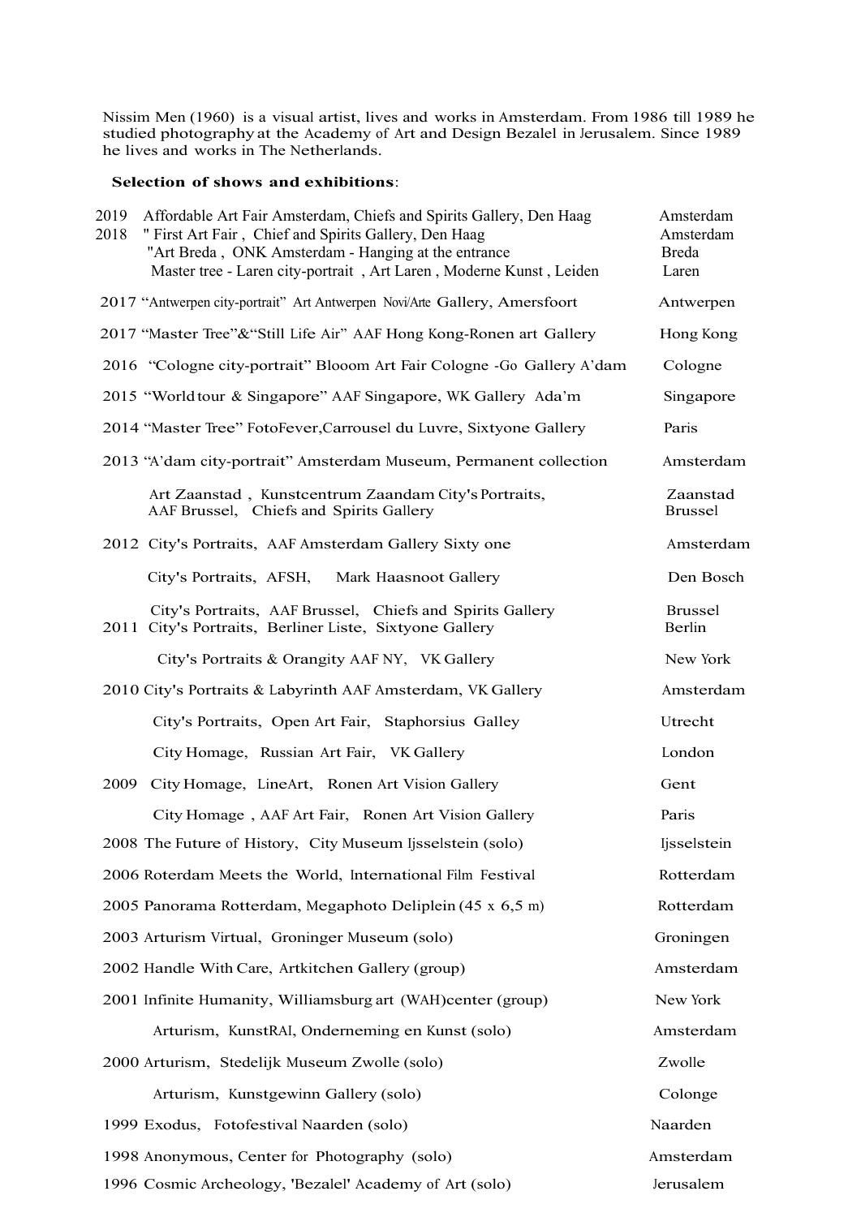Nissim Men (1960) is a visual artist, lives and works in Amsterdam. From 1986 till 1989 he studied photography at the Academy of Art and Design Bezalel in Jerusalem. Since 1989 he lives and works in The Netherlands.

**Selection of shows and exhibitions**:

| Year | Exhibition | Location |
|---|---|---|
| 2019 | Affordable Art Fair Amsterdam, Chiefs and Spirits Gallery, Den Haag | Amsterdam |
| 2018 | " First Art Fair , Chief and Spirits Gallery, Den Haag | Amsterdam |
| | "Art Breda , ONK Amsterdam - Hanging at the entrance | Breda |
| | Master tree - Laren city-portrait , Art Laren , Moderne Kunst , Leiden | Laren |
| 2017 | "Antwerpen city-portrait" Art Antwerpen Novi/Arte Gallery, Amersfoort | Antwerpen |
| 2017 | "Master Tree"&"Still Life Air" AAF Hong Kong-Ronen art Gallery | Hong Kong |
| 2016 | "Cologne city-portrait" Blooom Art Fair Cologne -Go Gallery A'dam | Cologne |
| 2015 | "World tour & Singapore" AAF Singapore, WK Gallery Ada'm | Singapore |
| 2014 | "Master Tree" FotoFever,Carrousel du Luvre, Sixtyone Gallery | Paris |
| 2013 | "A'dam city-portrait" Amsterdam Museum, Permanent collection | Amsterdam |
| | Art Zaanstad , Kunstcentrum Zaandam City's Portraits, | Zaanstad |
| | AAF Brussel, Chiefs and Spirits Gallery | Brussel |
| 2012 | City's Portraits, AAF Amsterdam Gallery Sixty one | Amsterdam |
| | City's Portraits, AFSH, Mark Haasnoot Gallery | Den Bosch |
| | City's Portraits, AAF Brussel, Chiefs and Spirits Gallery | Brussel |
| 2011 | City's Portraits, Berliner Liste, Sixtyone Gallery | Berlin |
| | City's Portraits & Orangity AAF NY, VK Gallery | New York |
| 2010 | City's Portraits & Labyrinth AAF Amsterdam, VK Gallery | Amsterdam |
| | City's Portraits, Open Art Fair, Staphorsius Galley | Utrecht |
| | City Homage, Russian Art Fair, VK Gallery | London |
| 2009 | City Homage, LineArt, Ronen Art Vision Gallery | Gent |
| | City Homage , AAF Art Fair, Ronen Art Vision Gallery | Paris |
| 2008 | The Future of History, City Museum Ijsselstein (solo) | Ijsselstein |
| 2006 | Roterdam Meets the World, International Film Festival | Rotterdam |
| 2005 | Panorama Rotterdam, Megaphoto Deliplein (45 x 6,5 m) | Rotterdam |
| 2003 | Arturism Virtual, Groninger Museum (solo) | Groningen |
| 2002 | Handle With Care, Artkitchen Gallery (group) | Amsterdam |
| 2001 | Infinite Humanity, Williamsburg art (WAH)center (group) | New York |
| | Arturism, KunstRAI, Onderneming en Kunst (solo) | Amsterdam |
| 2000 | Arturism, Stedelijk Museum Zwolle (solo) | Zwolle |
| | Arturism, Kunstgewinn Gallery (solo) | Colonge |
| 1999 | Exodus, Fotofestival Naarden (solo) | Naarden |
| 1998 | Anonymous, Center for Photography (solo) | Amsterdam |
| 1996 | Cosmic Archeology, 'Bezalel' Academy of Art (solo) | Jerusalem |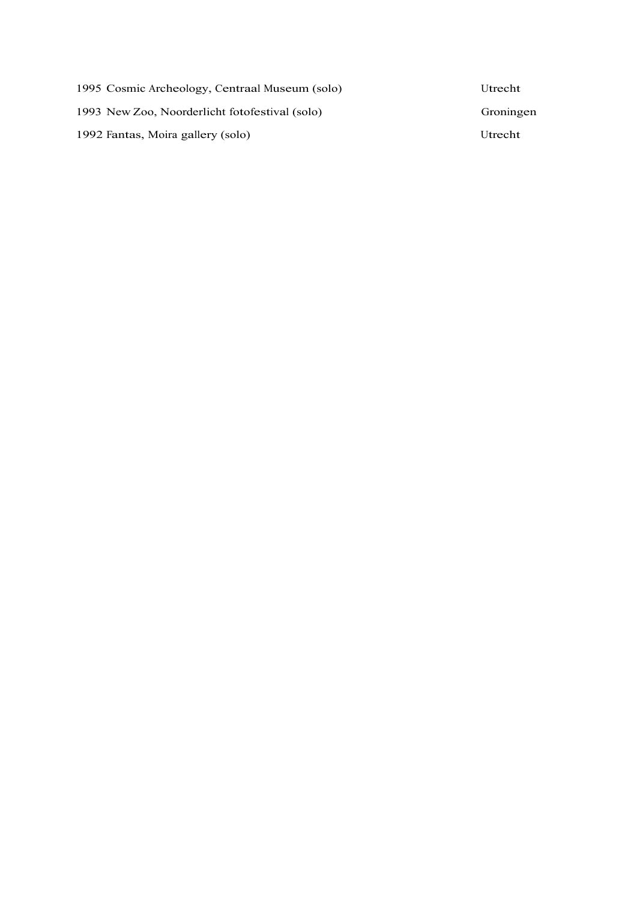1995 Cosmic Archeology, Centraal Museum (solo) Utrecht

1993 New Zoo, Noorderlicht fotofestival (solo) Groningen

1992 Fantas, Moira gallery (solo) Utrecht